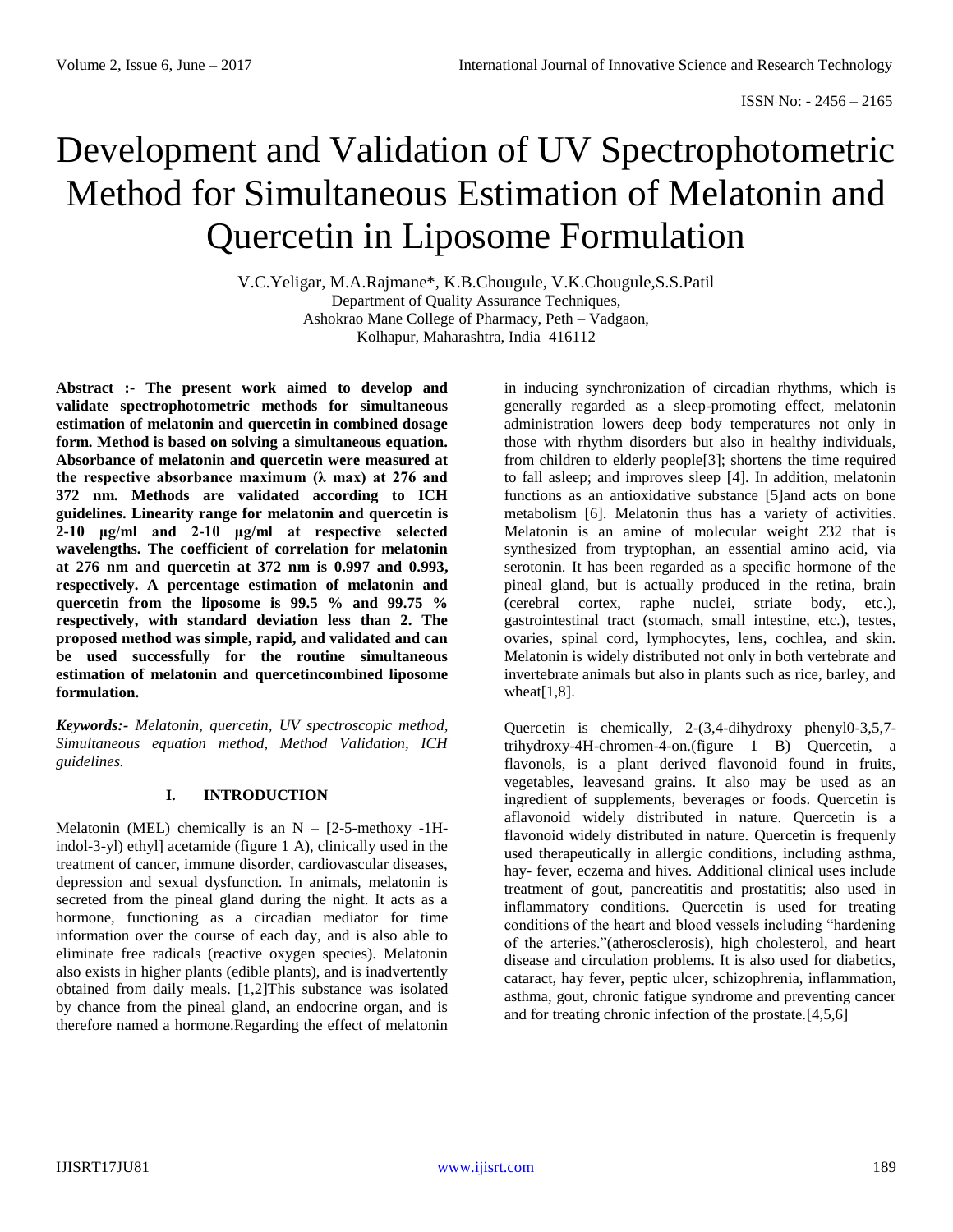# Development and Validation of UV Spectrophotometric Method for Simultaneous Estimation of Melatonin and Quercetin in Liposome Formulation

V.C.Yeligar, M.A.Rajmane*, K.B.Chougule, V.K.Chougule,S.S.Patil
Department of Quality Assurance Techniques,
Ashokrao Mane College of Pharmacy, Peth – Vadgaon,
Kolhapur, Maharashtra, India 416112

**Abstract :- The present work aimed to develop and validate spectrophotometric methods for simultaneous estimation of melatonin and quercetin in combined dosage form. Method is based on solving a simultaneous equation. Absorbance of melatonin and quercetin were measured at the respective absorbance maximum (λ max) at 276 and 372 nm. Methods are validated according to ICH guidelines. Linearity range for melatonin and quercetin is 2-10 µg/ml and 2-10 µg/ml at respective selected wavelengths. The coefficient of correlation for melatonin at 276 nm and quercetin at 372 nm is 0.997 and 0.993, respectively. A percentage estimation of melatonin and quercetin from the liposome is 99.5 % and 99.75 % respectively, with standard deviation less than 2. The proposed method was simple, rapid, and validated and can be used successfully for the routine simultaneous estimation of melatonin and quercetincombined liposome formulation.**

***Keywords:-*** *Melatonin, quercetin, UV spectroscopic method, Simultaneous equation method, Method Validation, ICH guidelines.*

## I. INTRODUCTION

Melatonin (MEL) chemically is an N – [2-5-methoxy -1H-indol-3-yl) ethyl] acetamide (figure 1 A), clinically used in the treatment of cancer, immune disorder, cardiovascular diseases, depression and sexual dysfunction. In animals, melatonin is secreted from the pineal gland during the night. It acts as a hormone, functioning as a circadian mediator for time information over the course of each day, and is also able to eliminate free radicals (reactive oxygen species). Melatonin also exists in higher plants (edible plants), and is inadvertently obtained from daily meals. [1,2]This substance was isolated by chance from the pineal gland, an endocrine organ, and is therefore named a hormone.Regarding the effect of melatonin in inducing synchronization of circadian rhythms, which is generally regarded as a sleep-promoting effect, melatonin administration lowers deep body temperatures not only in those with rhythm disorders but also in healthy individuals, from children to elderly people[3]; shortens the time required to fall asleep; and improves sleep [4]. In addition, melatonin functions as an antioxidative substance [5]and acts on bone metabolism [6]. Melatonin thus has a variety of activities. Melatonin is an amine of molecular weight 232 that is synthesized from tryptophan, an essential amino acid, via serotonin. It has been regarded as a specific hormone of the pineal gland, but is actually produced in the retina, brain (cerebral cortex, raphe nuclei, striate body, etc.), gastrointestinal tract (stomach, small intestine, etc.), testes, ovaries, spinal cord, lymphocytes, lens, cochlea, and skin. Melatonin is widely distributed not only in both vertebrate and invertebrate animals but also in plants such as rice, barley, and wheat[1,8].

Quercetin is chemically, 2-(3,4-dihydroxy phenyl0-3,5,7-trihydroxy-4H-chromen-4-on.(figure 1 B) Quercetin, a flavonols, is a plant derived flavonoid found in fruits, vegetables, leavesand grains. It also may be used as an ingredient of supplements, beverages or foods. Quercetin is aflavonoid widely distributed in nature. Quercetin is a flavonoid widely distributed in nature. Quercetin is frequenly used therapeutically in allergic conditions, including asthma, hay- fever, eczema and hives. Additional clinical uses include treatment of gout, pancreatitis and prostatitis; also used in inflammatory conditions. Quercetin is used for treating conditions of the heart and blood vessels including "hardening of the arteries."(atherosclerosis), high cholesterol, and heart disease and circulation problems. It is also used for diabetics, cataract, hay fever, peptic ulcer, schizophrenia, inflammation, asthma, gout, chronic fatigue syndrome and preventing cancer and for treating chronic infection of the prostate.[4,5,6]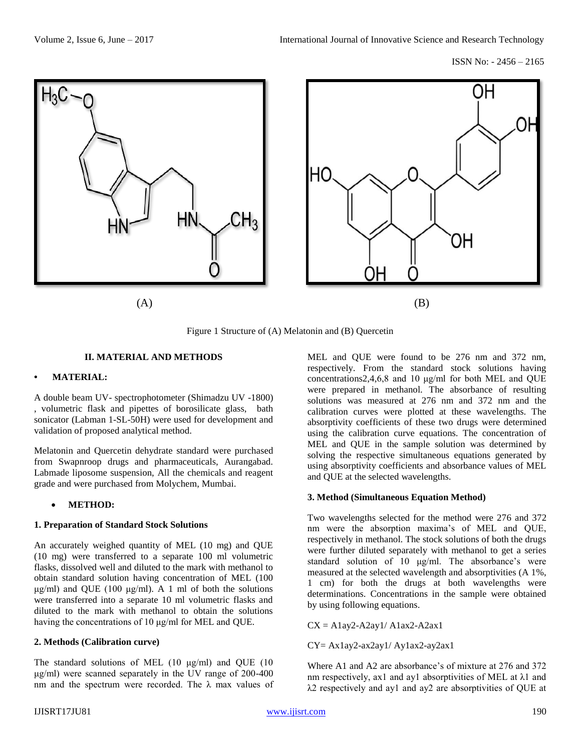Figure 1 Structure of (A) Melatonin and (B) Quercetin

## II. MATERIAL AND METHODS

### • MATERIAL:

A double beam UV- spectrophotometer (Shimadzu UV -1800) , volumetric flask and pipettes of borosilicate glass, bath sonicator (Labman 1-SL-50H) were used for development and validation of proposed analytical method.

Melatonin and Quercetin dehydrate standard were purchased from Swapnroop drugs and pharmaceuticals, Aurangabad. Labmade liposome suspension, All the chemicals and reagent grade and were purchased from Molychem, Mumbai.

### • METHOD:

**1. Preparation of Standard Stock Solutions**

An accurately weighed quantity of MEL (10 mg) and QUE (10 mg) were transferred to a separate 100 ml volumetric flasks, dissolved well and diluted to the mark with methanol to obtain standard solution having concentration of MEL (100 µg/ml) and QUE (100 µg/ml). A 1 ml of both the solutions were transferred into a separate 10 ml volumetric flasks and diluted to the mark with methanol to obtain the solutions having the concentrations of 10 µg/ml for MEL and QUE.

**2. Methods (Calibration curve)**

The standard solutions of MEL (10 µg/ml) and QUE (10 µg/ml) were scanned separately in the UV range of 200-400 nm and the spectrum were recorded. The λ max values of MEL and QUE were found to be 276 nm and 372 nm, respectively. From the standard stock solutions having concentrations2,4,6,8 and 10 µg/ml for both MEL and QUE were prepared in methanol. The absorbance of resulting solutions was measured at 276 nm and 372 nm and the calibration curves were plotted at these wavelengths. The absorptivity coefficients of these two drugs were determined using the calibration curve equations. The concentration of MEL and QUE in the sample solution was determined by solving the respective simultaneous equations generated by using absorptivity coefficients and absorbance values of MEL and QUE at the selected wavelengths.

**3. Method (Simultaneous Equation Method)**

Two wavelengths selected for the method were 276 and 372 nm were the absorption maxima's of MEL and QUE, respectively in methanol. The stock solutions of both the drugs were further diluted separately with methanol to get a series standard solution of 10 µg/ml. The absorbance's were measured at the selected wavelength and absorptivities (A 1%, 1 cm) for both the drugs at both wavelengths were determinations. Concentrations in the sample were obtained by using following equations.

$$CX = A1ay2-A2ay1/ A1ax2-A2ax1$$

$$CY= Ax1ay2-ax2ay1/ Ay1ax2-ay2ax1$$

Where A1 and A2 are absorbance's of mixture at 276 and 372 nm respectively, ax1 and ay1 absorptivities of MEL at λ1 and λ2 respectively and ay1 and ay2 are absorptivities of QUE at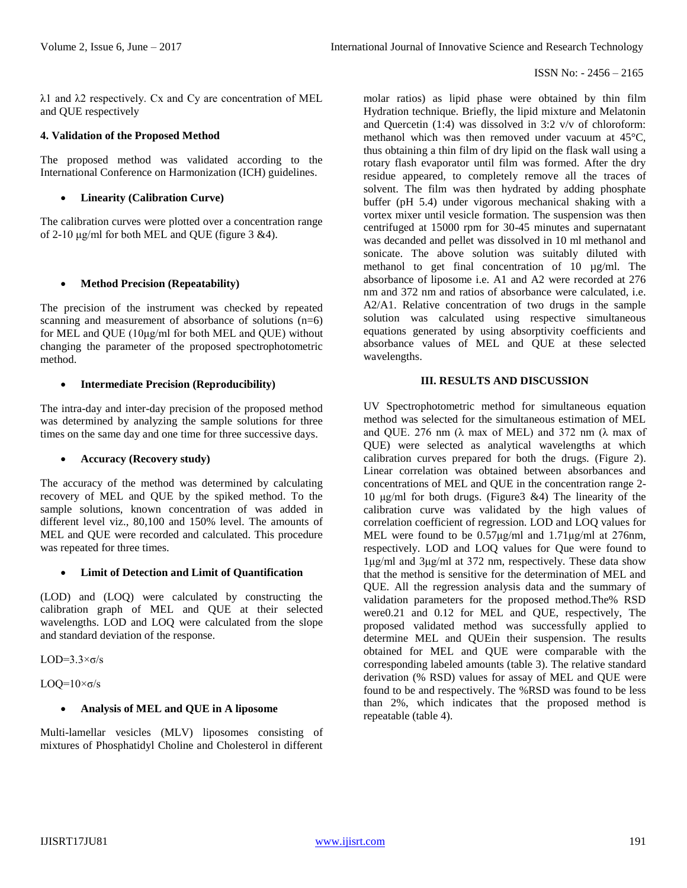λ1 and λ2 respectively. Cx and Cy are concentration of MEL and QUE respectively

### 4. Validation of the Proposed Method

The proposed method was validated according to the International Conference on Harmonization (ICH) guidelines.

- **Linearity (Calibration Curve)**

The calibration curves were plotted over a concentration range of 2-10 µg/ml for both MEL and QUE (figure 3 &4).

- **Method Precision (Repeatability)**

The precision of the instrument was checked by repeated scanning and measurement of absorbance of solutions (n=6) for MEL and QUE (10µg/ml for both MEL and QUE) without changing the parameter of the proposed spectrophotometric method.

- **Intermediate Precision (Reproducibility)**

The intra-day and inter-day precision of the proposed method was determined by analyzing the sample solutions for three times on the same day and one time for three successive days.

- **Accuracy (Recovery study)**

The accuracy of the method was determined by calculating recovery of MEL and QUE by the spiked method. To the sample solutions, known concentration of was added in different level viz., 80,100 and 150% level. The amounts of MEL and QUE were recorded and calculated. This procedure was repeated for three times.

- **Limit of Detection and Limit of Quantification**

(LOD) and (LOQ) were calculated by constructing the calibration graph of MEL and QUE at their selected wavelengths. LOD and LOQ were calculated from the slope and standard deviation of the response.

$LOD=3.3\times\sigma/s$

$LOQ=10\times\sigma/s$

- **Analysis of MEL and QUE in A liposome**

Multi-lamellar vesicles (MLV) liposomes consisting of mixtures of Phosphatidyl Choline and Cholesterol in different molar ratios) as lipid phase were obtained by thin film Hydration technique. Briefly, the lipid mixture and Melatonin and Quercetin (1:4) was dissolved in 3:2 v/v of chloroform: methanol which was then removed under vacuum at 45°C, thus obtaining a thin film of dry lipid on the flask wall using a rotary flash evaporator until film was formed. After the dry residue appeared, to completely remove all the traces of solvent. The film was then hydrated by adding phosphate buffer (pH 5.4) under vigorous mechanical shaking with a vortex mixer until vesicle formation. The suspension was then centrifuged at 15000 rpm for 30-45 minutes and supernatant was decanded and pellet was dissolved in 10 ml methanol and sonicate. The above solution was suitably diluted with methanol to get final concentration of 10 µg/ml. The absorbance of liposome i.e. A1 and A2 were recorded at 276 nm and 372 nm and ratios of absorbance were calculated, i.e. A2/A1. Relative concentration of two drugs in the sample solution was calculated using respective simultaneous equations generated by using absorptivity coefficients and absorbance values of MEL and QUE at these selected wavelengths.

## III. RESULTS AND DISCUSSION

UV Spectrophotometric method for simultaneous equation method was selected for the simultaneous estimation of MEL and QUE. 276 nm (λ max of MEL) and 372 nm (λ max of QUE) were selected as analytical wavelengths at which calibration curves prepared for both the drugs. (Figure 2). Linear correlation was obtained between absorbances and concentrations of MEL and QUE in the concentration range 2-10 µg/ml for both drugs. (Figure3 &4) The linearity of the calibration curve was validated by the high values of correlation coefficient of regression. LOD and LOQ values for MEL were found to be 0.57µg/ml and 1.71µg/ml at 276nm, respectively. LOD and LOQ values for Que were found to 1µg/ml and 3µg/ml at 372 nm, respectively. These data show that the method is sensitive for the determination of MEL and QUE. All the regression analysis data and the summary of validation parameters for the proposed method.The% RSD were0.21 and 0.12 for MEL and QUE, respectively, The proposed validated method was successfully applied to determine MEL and QUEin their suspension. The results obtained for MEL and QUE were comparable with the corresponding labeled amounts (table 3). The relative standard derivation (% RSD) values for assay of MEL and QUE were found to be and respectively. The %RSD was found to be less than 2%, which indicates that the proposed method is repeatable (table 4).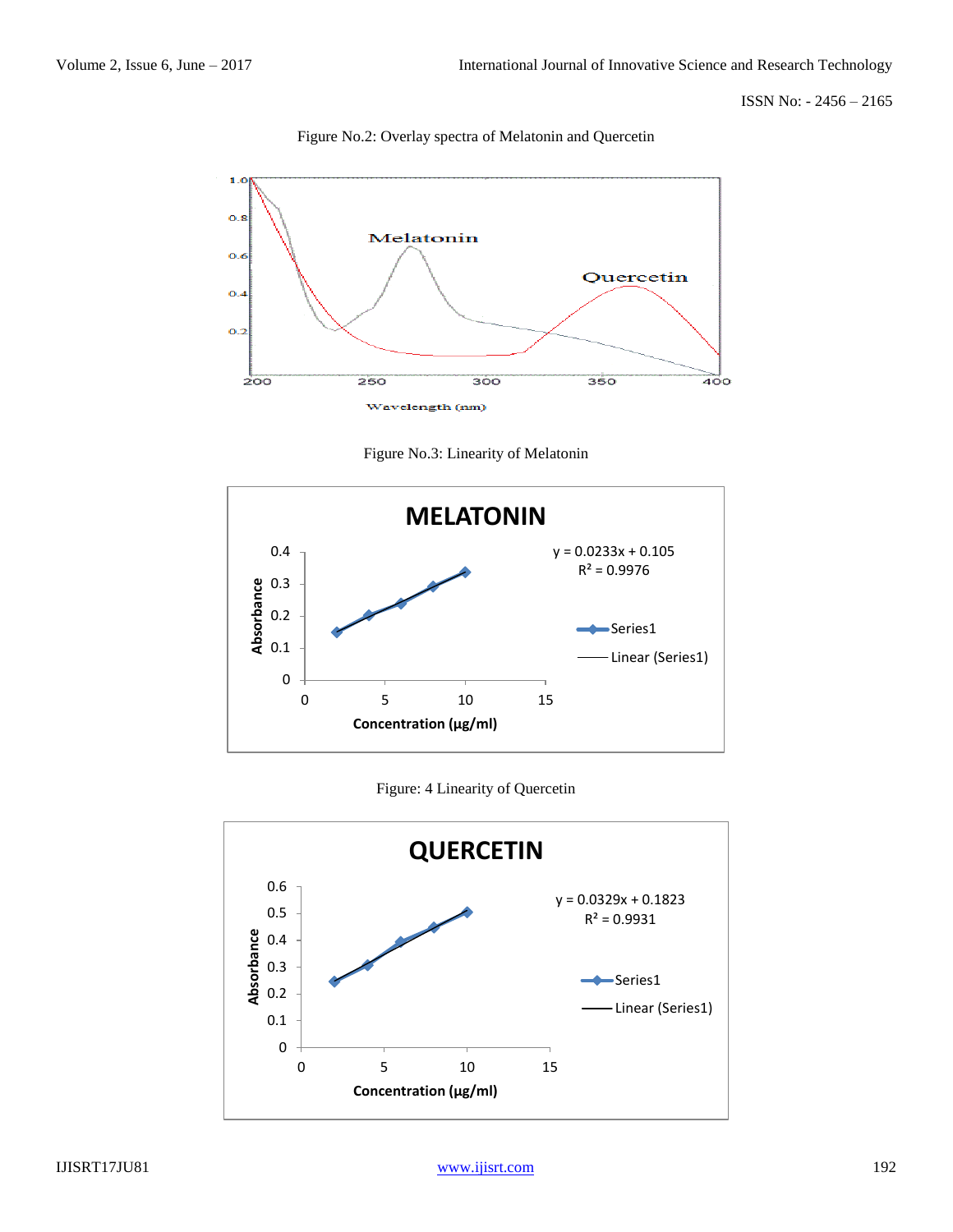Figure No.2: Overlay spectra of Melatonin and Quercetin

Figure No.3: Linearity of Melatonin

Figure: 4 Linearity of Quercetin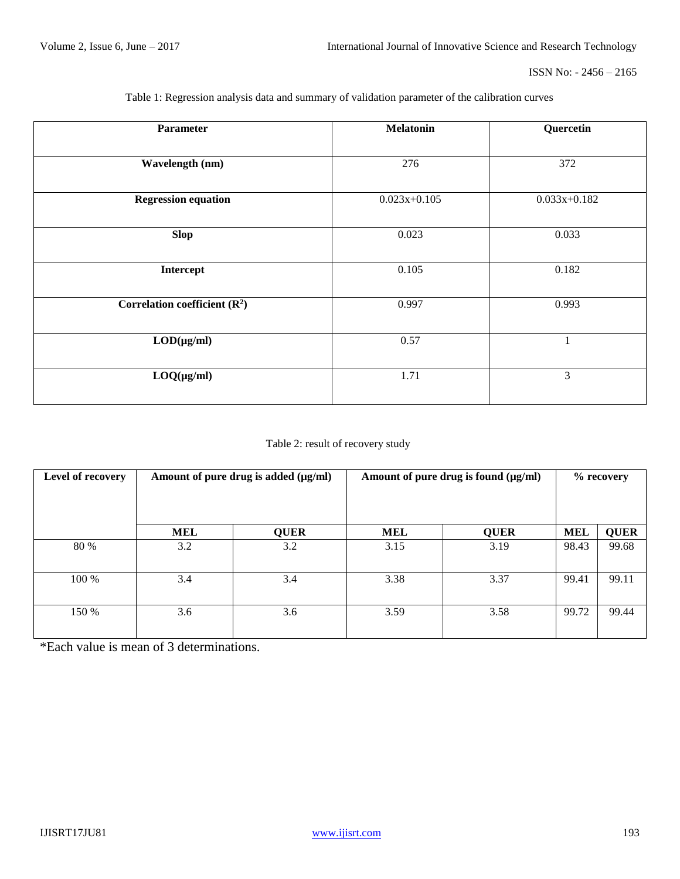Table 1: Regression analysis data and summary of validation parameter of the calibration curves

| **Parameter** | **Melatonin** | **Quercetin** |
|---|---|---|
| **Wavelength (nm)** | 276 | 372 |
| **Regression equation** | 0.023x+0.105 | 0.033x+0.182 |
| **Slop** | 0.023 | 0.033 |
| **Intercept** | 0.105 | 0.182 |
| **Correlation coefficient ($R^2$)** | 0.997 | 0.993 |
| **LOD(µg/ml)** | 0.57 | 1 |
| **LOQ(µg/ml)** | 1.71 | 3 |

Table 2: result of recovery study

| **Level of recovery** | **Amount of pure drug is added (µg/ml)** | | **Amount of pure drug is found (µg/ml)** | | **% recovery** | |
|---|---|---|---|---|---|---|
| | **MEL** | **QUER** | **MEL** | **QUER** | **MEL** | **QUER** |
| 80 % | 3.2 | 3.2 | 3.15 | 3.19 | 98.43 | 99.68 |
| 100 % | 3.4 | 3.4 | 3.38 | 3.37 | 99.41 | 99.11 |
| 150 % | 3.6 | 3.6 | 3.59 | 3.58 | 99.72 | 99.44 |

*Each value is mean of 3 determinations.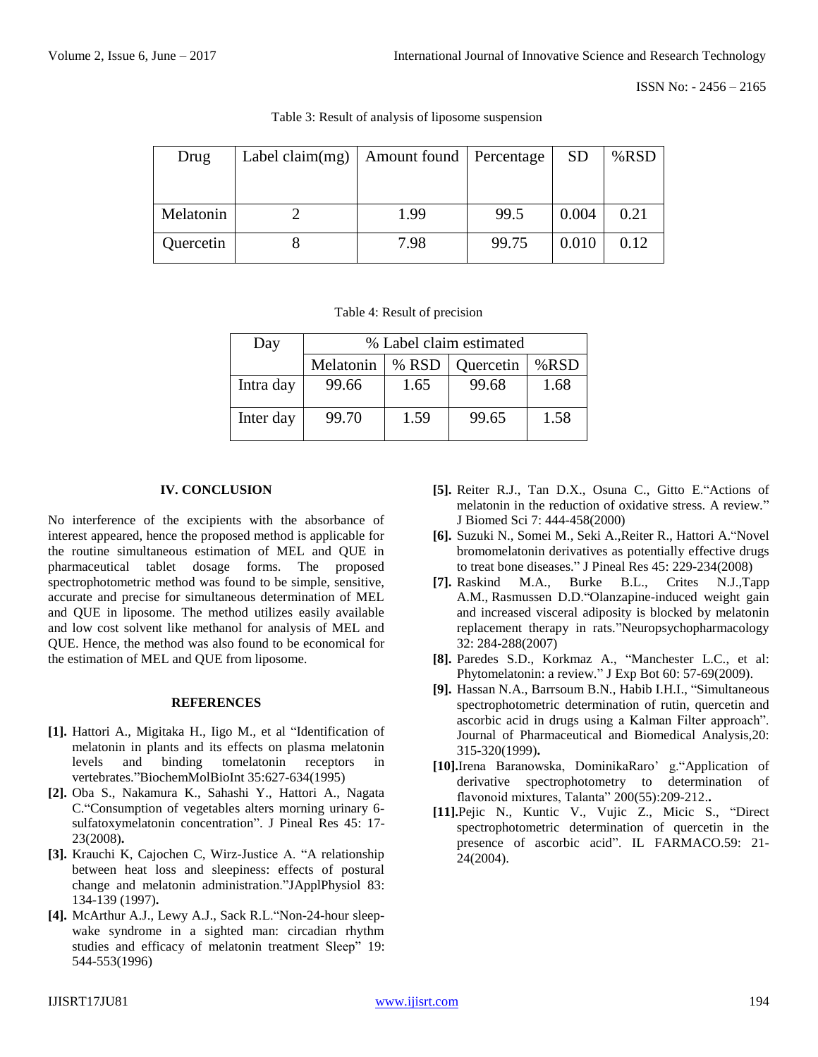Table 3: Result of analysis of liposome suspension

| Drug | Label claim(mg) | Amount found | Percentage | SD | %RSD |
|---|---|---|---|---|---|
| Melatonin | 2 | 1.99 | 99.5 | 0.004 | 0.21 |
| Quercetin | 8 | 7.98 | 99.75 | 0.010 | 0.12 |

Table 4: Result of precision

| Day | % Label claim estimated | | | |
|---|---|---|---|---|
| | Melatonin | % RSD | Quercetin | %RSD |
| Intra day | 99.66 | 1.65 | 99.68 | 1.68 |
| Inter day | 99.70 | 1.59 | 99.65 | 1.58 |

## IV. CONCLUSION

No interference of the excipients with the absorbance of interest appeared, hence the proposed method is applicable for the routine simultaneous estimation of MEL and QUE in pharmaceutical tablet dosage forms. The proposed spectrophotometric method was found to be simple, sensitive, accurate and precise for simultaneous determination of MEL and QUE in liposome. The method utilizes easily available and low cost solvent like methanol for analysis of MEL and QUE. Hence, the method was also found to be economical for the estimation of MEL and QUE from liposome.

## REFERENCES

**[1].** Hattori A., Migitaka H., Iigo M., et al "Identification of melatonin in plants and its effects on plasma melatonin levels and binding tomelatonin receptors in vertebrates."BiochemMolBioInt 35:627-634(1995)

**[2].** Oba S., Nakamura K., Sahashi Y., Hattori A., Nagata C."Consumption of vegetables alters morning urinary 6-sulfatoxymelatonin concentration". J Pineal Res 45: 17-23(2008)**.**

**[3].** Krauchi K, Cajochen C, Wirz-Justice A. "A relationship between heat loss and sleepiness: effects of postural change and melatonin administration."JApplPhysiol 83: 134-139 (1997)**.**

**[4].** McArthur A.J., Lewy A.J., Sack R.L."Non-24-hour sleep-wake syndrome in a sighted man: circadian rhythm studies and efficacy of melatonin treatment Sleep" 19: 544-553(1996)

**[5].** Reiter R.J., Tan D.X., Osuna C., Gitto E."Actions of melatonin in the reduction of oxidative stress. A review." J Biomed Sci 7: 444-458(2000)

**[6].** Suzuki N., Somei M., Seki A.,Reiter R., Hattori A."Novel bromomelatonin derivatives as potentially effective drugs to treat bone diseases." J Pineal Res 45: 229-234(2008)

**[7].** Raskind M.A., Burke B.L., Crites N.J.,Tapp A.M., Rasmussen D.D."Olanzapine-induced weight gain and increased visceral adiposity is blocked by melatonin replacement therapy in rats."Neuropsychopharmacology 32: 284-288(2007)

**[8].** Paredes S.D., Korkmaz A., "Manchester L.C., et al: Phytomelatonin: a review." J Exp Bot 60: 57-69(2009).

**[9].** Hassan N.A., Barrsoum B.N., Habib I.H.I., "Simultaneous spectrophotometric determination of rutin, quercetin and ascorbic acid in drugs using a Kalman Filter approach". Journal of Pharmaceutical and Biomedical Analysis,20: 315-320(1999)**.**

**[10].**Irena Baranowska, DominikaRaro' g."Application of derivative spectrophotometry to determination of flavonoid mixtures, Talanta" 200(55):209-212.**.**

**[11].**Pejic N., Kuntic V., Vujic Z., Micic S., "Direct spectrophotometric determination of quercetin in the presence of ascorbic acid". IL FARMACO.59: 21-24(2004).